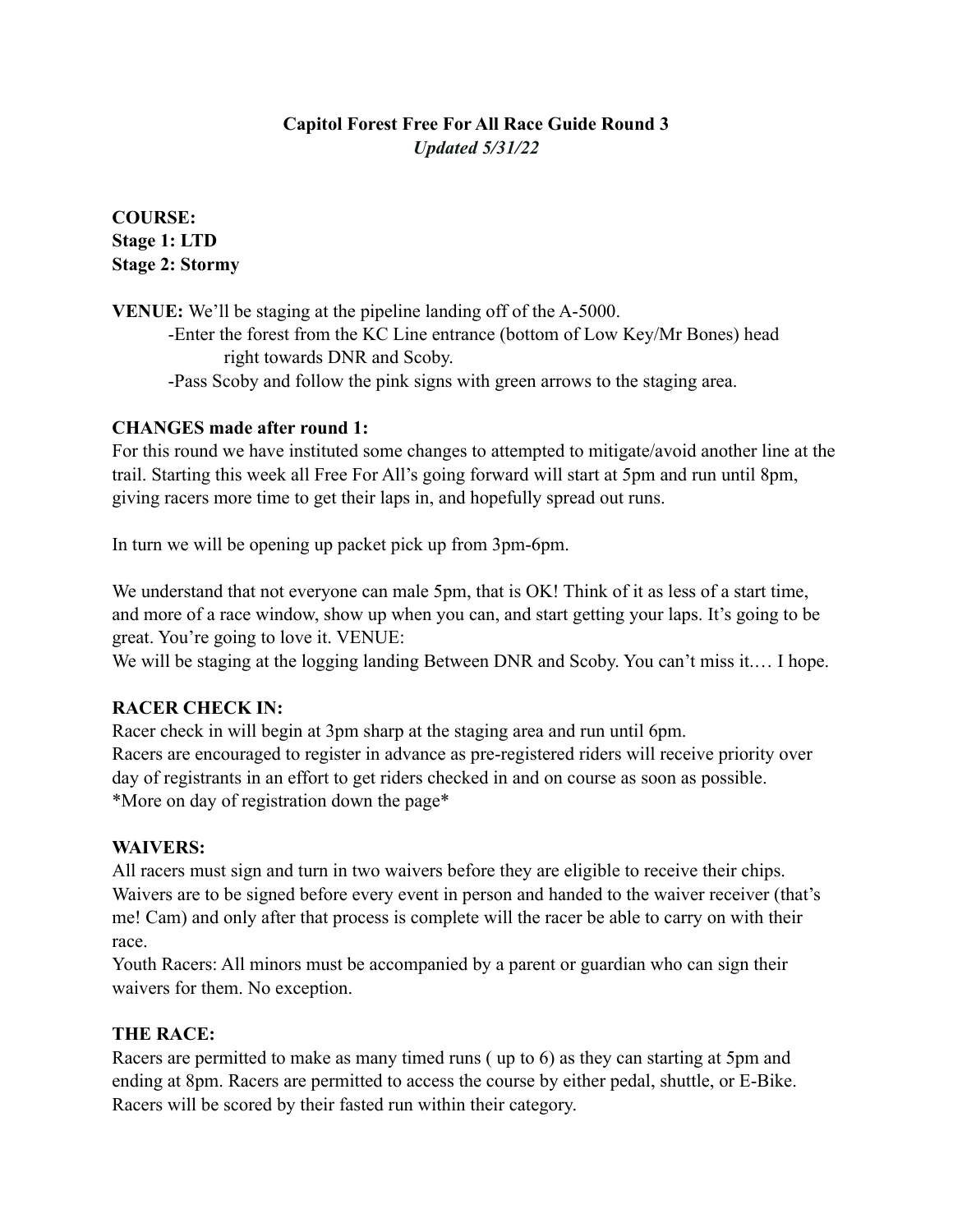# Capitol Forest Free For All Race Guide Round 3

*Updated 5/31/22*

**COURSE:**
**Stage 1: LTD**
**Stage 2: Stormy**

**VENUE:** We'll be staging at the pipeline landing off of the A-5000.

-Enter the forest from the KC Line entrance (bottom of Low Key/Mr Bones) head right towards DNR and Scoby.

-Pass Scoby and follow the pink signs with green arrows to the staging area.

**CHANGES made after round 1:**

For this round we have instituted some changes to attempted to mitigate/avoid another line at the trail. Starting this week all Free For All's going forward will start at 5pm and run until 8pm, giving racers more time to get their laps in, and hopefully spread out runs.

In turn we will be opening up packet pick up from 3pm-6pm.

We understand that not everyone can male 5pm, that is OK! Think of it as less of a start time, and more of a race window, show up when you can, and start getting your laps. It's going to be great. You're going to love it. VENUE:

We will be staging at the logging landing Between DNR and Scoby. You can't miss it.… I hope.

**RACER CHECK IN:**

Racer check in will begin at 3pm sharp at the staging area and run until 6pm.

Racers are encouraged to register in advance as pre-registered riders will receive priority over day of registrants in an effort to get riders checked in and on course as soon as possible.

*More on day of registration down the page*

**WAIVERS:**

All racers must sign and turn in two waivers before they are eligible to receive their chips. Waivers are to be signed before every event in person and handed to the waiver receiver (that's me! Cam) and only after that process is complete will the racer be able to carry on with their race.

Youth Racers: All minors must be accompanied by a parent or guardian who can sign their waivers for them. No exception.

**THE RACE:**

Racers are permitted to make as many timed runs ( up to 6) as they can starting at 5pm and ending at 8pm. Racers are permitted to access the course by either pedal, shuttle, or E-Bike. Racers will be scored by their fasted run within their category.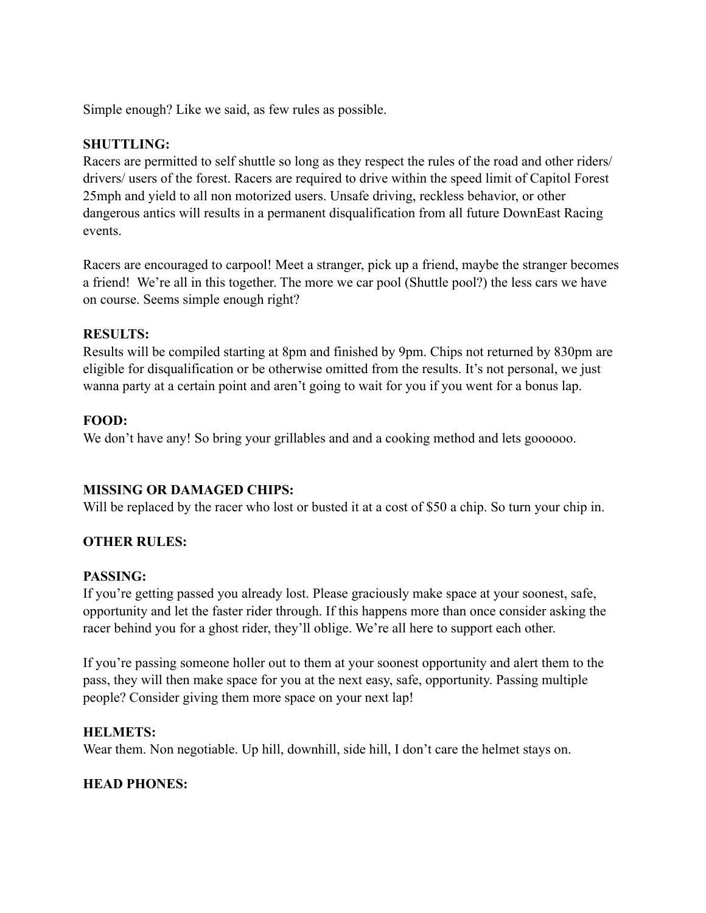Simple enough? Like we said, as few rules as possible.

**SHUTTLING:**
Racers are permitted to self shuttle so long as they respect the rules of the road and other riders/ drivers/ users of the forest. Racers are required to drive within the speed limit of Capitol Forest 25mph and yield to all non motorized users. Unsafe driving, reckless behavior, or other dangerous antics will results in a permanent disqualification from all future DownEast Racing events.

Racers are encouraged to carpool! Meet a stranger, pick up a friend, maybe the stranger becomes a friend! We're all in this together. The more we car pool (Shuttle pool?) the less cars we have on course. Seems simple enough right?

**RESULTS:**
Results will be compiled starting at 8pm and finished by 9pm. Chips not returned by 830pm are eligible for disqualification or be otherwise omitted from the results. It's not personal, we just wanna party at a certain point and aren't going to wait for you if you went for a bonus lap.

**FOOD:**
We don't have any! So bring your grillables and and a cooking method and lets goooooo.

**MISSING OR DAMAGED CHIPS:**
Will be replaced by the racer who lost or busted it at a cost of $50 a chip. So turn your chip in.

**OTHER RULES:**

**PASSING:**
If you're getting passed you already lost. Please graciously make space at your soonest, safe, opportunity and let the faster rider through. If this happens more than once consider asking the racer behind you for a ghost rider, they'll oblige. We're all here to support each other.

If you're passing someone holler out to them at your soonest opportunity and alert them to the pass, they will then make space for you at the next easy, safe, opportunity. Passing multiple people? Consider giving them more space on your next lap!

**HELMETS:**
Wear them. Non negotiable. Up hill, downhill, side hill, I don't care the helmet stays on.

**HEAD PHONES:**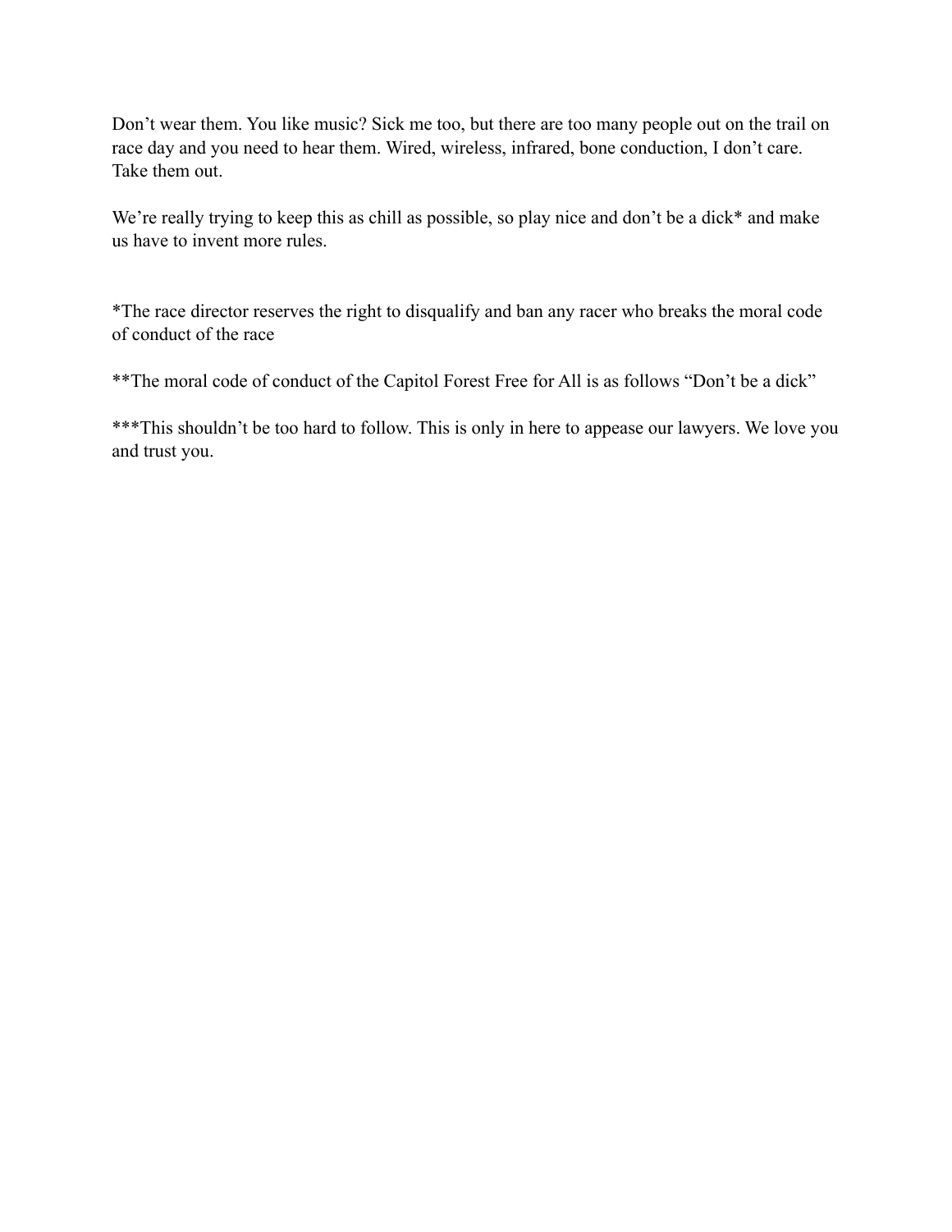Don't wear them. You like music? Sick me too, but there are too many people out on the trail on race day and you need to hear them. Wired, wireless, infrared, bone conduction, I don't care. Take them out.

We're really trying to keep this as chill as possible, so play nice and don't be a dick* and make us have to invent more rules.

*The race director reserves the right to disqualify and ban any racer who breaks the moral code of conduct of the race

**The moral code of conduct of the Capitol Forest Free for All is as follows "Don't be a dick"

***This shouldn't be too hard to follow. This is only in here to appease our lawyers. We love you and trust you.